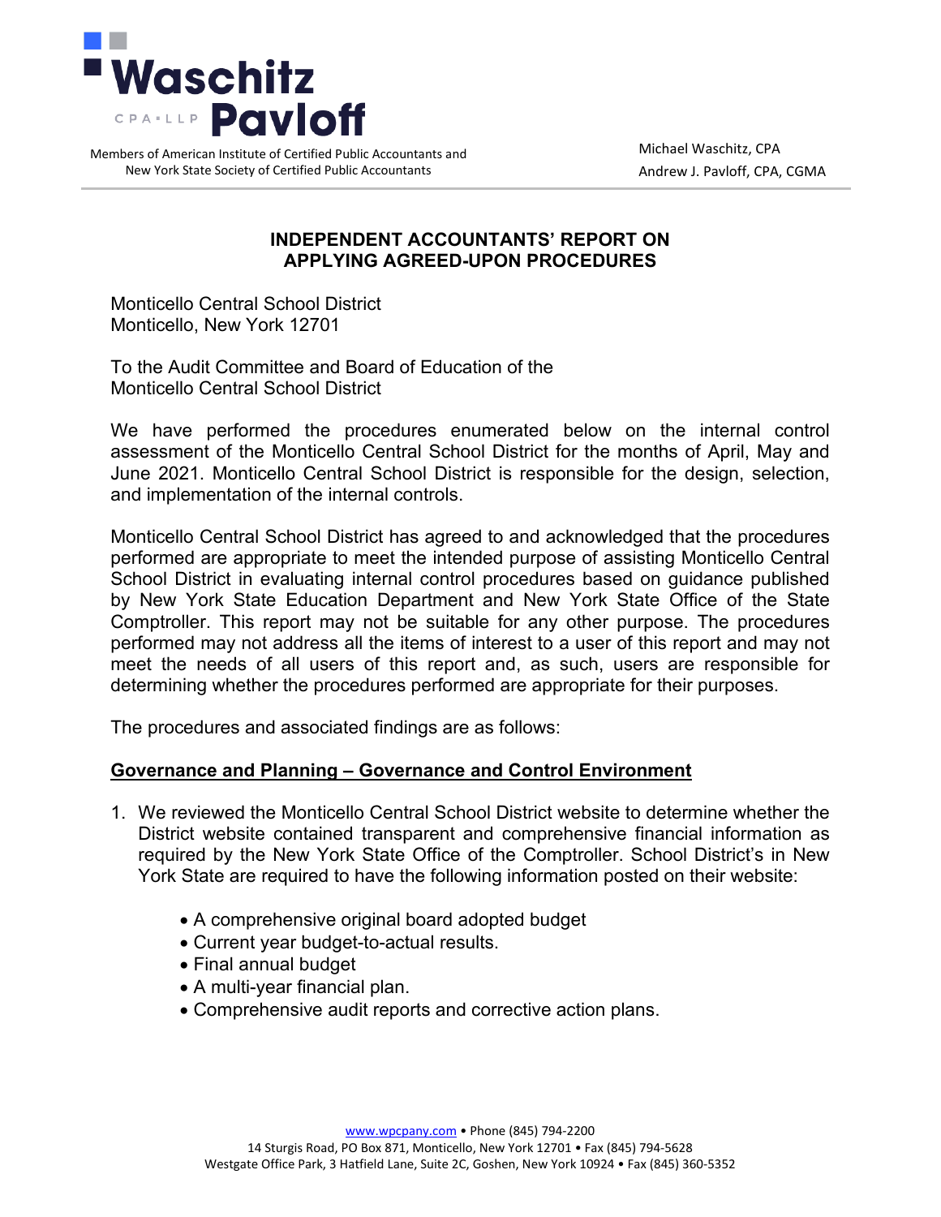# Waschitz Pavloff

CPA • LLP

Members of American Institute of Certified Public Accountants and New York State Society of Certified Public Accountants

Michael Waschitz, CPA
Andrew J. Pavloff, CPA, CGMA

## INDEPENDENT ACCOUNTANTS' REPORT ON APPLYING AGREED-UPON PROCEDURES

Monticello Central School District
Monticello, New York 12701

To the Audit Committee and Board of Education of the
Monticello Central School District

We have performed the procedures enumerated below on the internal control assessment of the Monticello Central School District for the months of April, May and June 2021. Monticello Central School District is responsible for the design, selection, and implementation of the internal controls.

Monticello Central School District has agreed to and acknowledged that the procedures performed are appropriate to meet the intended purpose of assisting Monticello Central School District in evaluating internal control procedures based on guidance published by New York State Education Department and New York State Office of the State Comptroller. This report may not be suitable for any other purpose. The procedures performed may not address all the items of interest to a user of this report and may not meet the needs of all users of this report and, as such, users are responsible for determining whether the procedures performed are appropriate for their purposes.

The procedures and associated findings are as follows:

**Governance and Planning – Governance and Control Environment**

1. We reviewed the Monticello Central School District website to determine whether the District website contained transparent and comprehensive financial information as required by the New York State Office of the Comptroller. School District's in New York State are required to have the following information posted on their website:

    - A comprehensive original board adopted budget
    - Current year budget-to-actual results.
    - Final annual budget
    - A multi-year financial plan.
    - Comprehensive audit reports and corrective action plans.

www.wpcpany.com • Phone (845) 794-2200
14 Sturgis Road, PO Box 871, Monticello, New York 12701 • Fax (845) 794-5628
Westgate Office Park, 3 Hatfield Lane, Suite 2C, Goshen, New York 10924 • Fax (845) 360-5352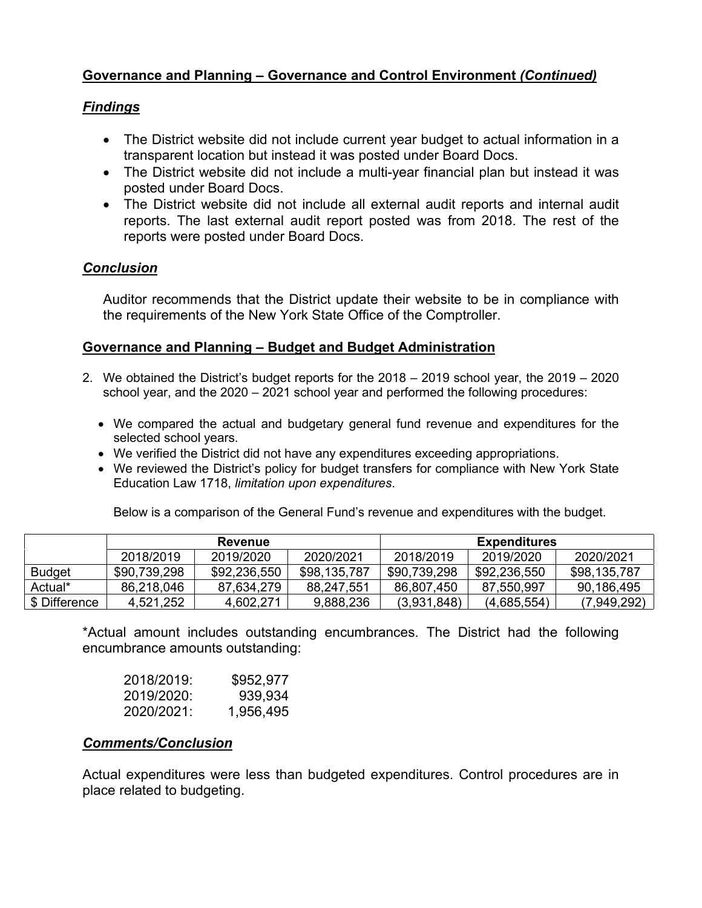## Governance and Planning – Governance and Control Environment *(Continued)*

### *Findings*

- The District website did not include current year budget to actual information in a transparent location but instead it was posted under Board Docs.
- The District website did not include a multi-year financial plan but instead it was posted under Board Docs.
- The District website did not include all external audit reports and internal audit reports. The last external audit report posted was from 2018. The rest of the reports were posted under Board Docs.

### *Conclusion*

Auditor recommends that the District update their website to be in compliance with the requirements of the New York State Office of the Comptroller.

## Governance and Planning – Budget and Budget Administration

2. We obtained the District's budget reports for the 2018 – 2019 school year, the 2019 – 2020 school year, and the 2020 – 2021 school year and performed the following procedures:

   - We compared the actual and budgetary general fund revenue and expenditures for the selected school years.
   - We verified the District did not have any expenditures exceeding appropriations.
   - We reviewed the District's policy for budget transfers for compliance with New York State Education Law 1718, *limitation upon expenditures*.

   Below is a comparison of the General Fund's revenue and expenditures with the budget.

| | **Revenue** | | | **Expenditures** | | |
|---|---|---|---|---|---|---|
| | 2018/2019 | 2019/2020 | 2020/2021 | 2018/2019 | 2019/2020 | 2020/2021 |
| Budget | $90,739,298 | $92,236,550 | $98,135,787 | $90,739,298 | $92,236,550 | $98,135,787 |
| Actual* | 86,218,046 | 87,634,279 | 88,247,551 | 86,807,450 | 87,550,997 | 90,186,495 |
| $ Difference | 4,521,252 | 4,602,271 | 9,888,236 | (3,931,848) | (4,685,554) | (7,949,292) |

*Actual amount includes outstanding encumbrances. The District had the following encumbrance amounts outstanding:

| | |
|---|---|
| 2018/2019: | $952,977 |
| 2019/2020: | 939,934 |
| 2020/2021: | 1,956,495 |

### *Comments/Conclusion*

Actual expenditures were less than budgeted expenditures. Control procedures are in place related to budgeting.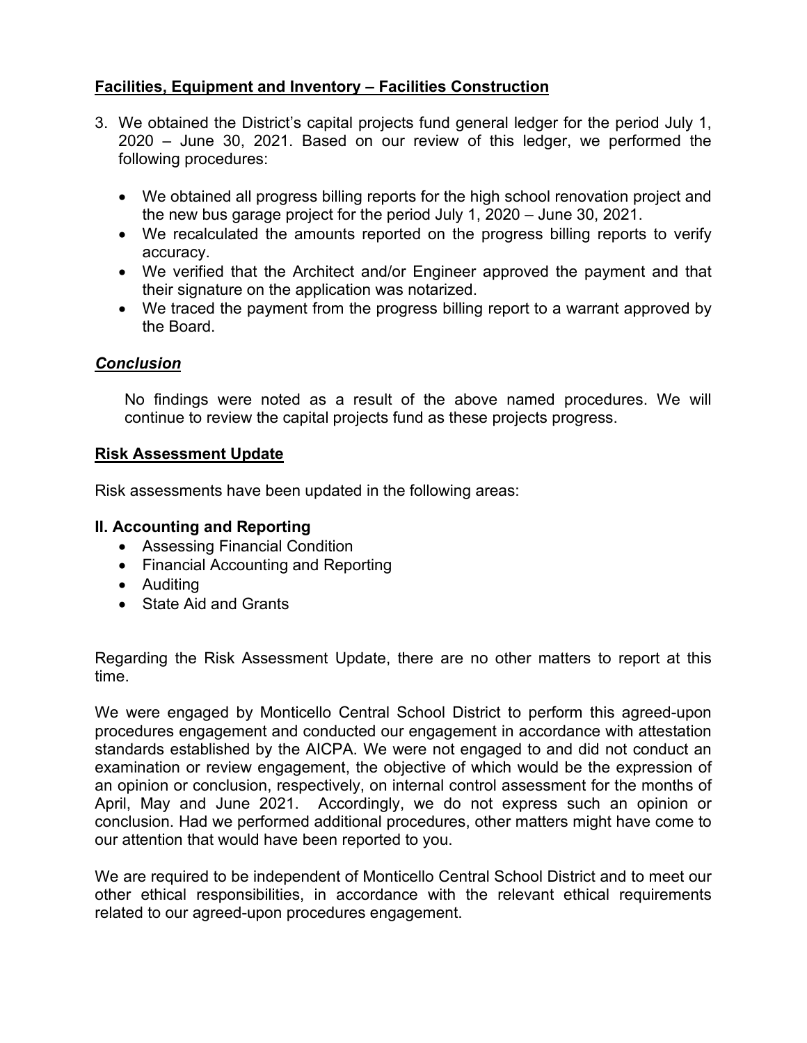## **Facilities, Equipment and Inventory – Facilities Construction**

3. We obtained the District's capital projects fund general ledger for the period July 1, 2020 – June 30, 2021. Based on our review of this ledger, we performed the following procedures:

   - We obtained all progress billing reports for the high school renovation project and the new bus garage project for the period July 1, 2020 – June 30, 2021.
   - We recalculated the amounts reported on the progress billing reports to verify accuracy.
   - We verified that the Architect and/or Engineer approved the payment and that their signature on the application was notarized.
   - We traced the payment from the progress billing report to a warrant approved by the Board.

### ***Conclusion***

No findings were noted as a result of the above named procedures. We will continue to review the capital projects fund as these projects progress.

## **Risk Assessment Update**

Risk assessments have been updated in the following areas:

### **II. Accounting and Reporting**

- Assessing Financial Condition
- Financial Accounting and Reporting
- Auditing
- State Aid and Grants

Regarding the Risk Assessment Update, there are no other matters to report at this time.

We were engaged by Monticello Central School District to perform this agreed-upon procedures engagement and conducted our engagement in accordance with attestation standards established by the AICPA. We were not engaged to and did not conduct an examination or review engagement, the objective of which would be the expression of an opinion or conclusion, respectively, on internal control assessment for the months of April, May and June 2021. Accordingly, we do not express such an opinion or conclusion. Had we performed additional procedures, other matters might have come to our attention that would have been reported to you.

We are required to be independent of Monticello Central School District and to meet our other ethical responsibilities, in accordance with the relevant ethical requirements related to our agreed-upon procedures engagement.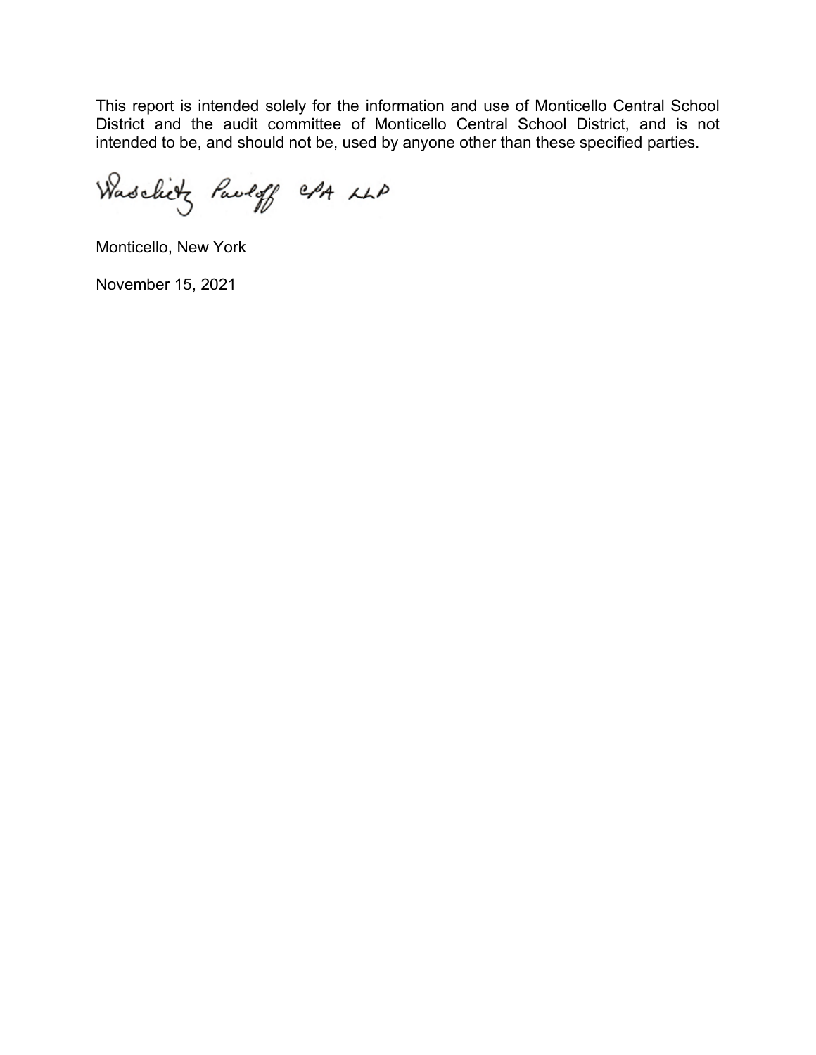This report is intended solely for the information and use of Monticello Central School District and the audit committee of Monticello Central School District, and is not intended to be, and should not be, used by anyone other than these specified parties.

Waschitz Pavloff CPA LLP

Monticello, New York

November 15, 2021